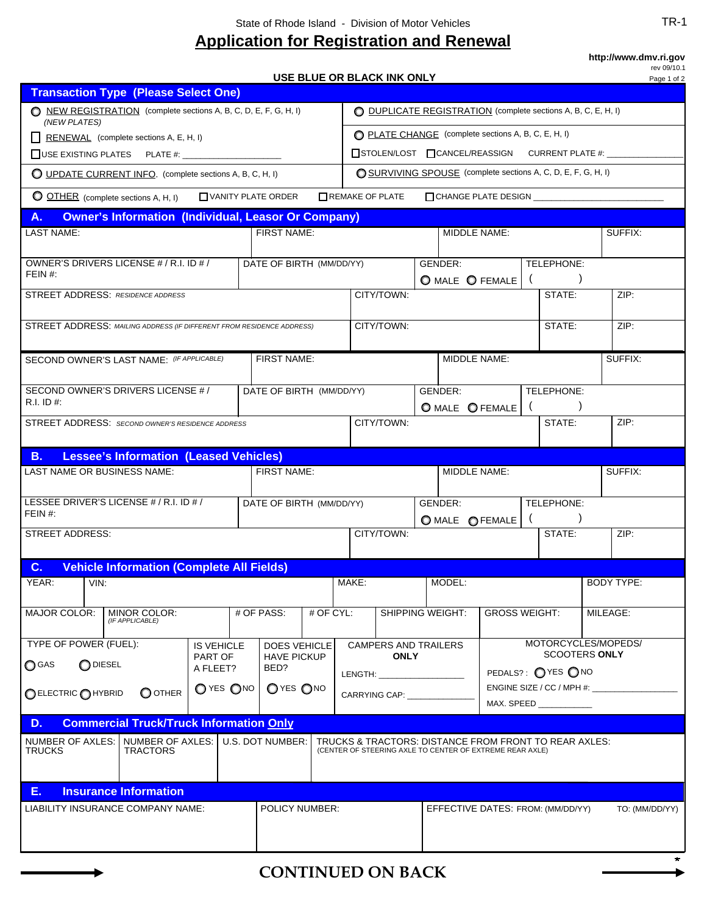State of Rhode Island - Division of Motor Vehicles

TR-1

# Application for Registration and Renewal

**http://www.dmv.ri.gov**

rev 09/10.1

**USE BLUE OR BLACK INK ONLY**

## Transaction Type (Please Select One)

- ○ NEW REGISTRATION (complete sections A, B, C, D, E, F, G, H, I) *(NEW PLATES)*
- ○ DUPLICATE REGISTRATION (complete sections A, B, C, E, H, I)
- ☐ RENEWAL (complete sections A, E, H, I)
  - ☐ USE EXISTING PLATES PLATE #: ____________________
- ○ PLATE CHANGE (complete sections A, B, C, E, H, I)
  - ☐ STOLEN/LOST ☐ CANCEL/REASSIGN CURRENT PLATE #: ________________
- ○ UPDATE CURRENT INFO. (complete sections A, B, C, H, I)
- ○ SURVIVING SPOUSE (complete sections A, C, D, E, F, G, H, I)
- ○ OTHER (complete sections A, H, I) ☐ VANITY PLATE ORDER ☐ REMAKE OF PLATE ☐ CHANGE PLATE DESIGN __________________________

## A. Owner's Information (Individual, Leasor Or Company)

| LAST NAME: | FIRST NAME: | MIDDLE NAME: | SUFFIX: |
|---|---|---|---|
| | | | |

| OWNER'S DRIVERS LICENSE # / R.I. ID # / FEIN #: | DATE OF BIRTH (MM/DD/YY) | GENDER: ○ MALE ○ FEMALE | TELEPHONE: ( ) |
|---|---|---|---|

| STREET ADDRESS: *RESIDENCE ADDRESS* | CITY/TOWN: | STATE: | ZIP: |
|---|---|---|---|
| | | | |

| STREET ADDRESS: *MAILING ADDRESS (IF DIFFERENT FROM RESIDENCE ADDRESS)* | CITY/TOWN: | STATE: | ZIP: |
|---|---|---|---|
| | | | |

| SECOND OWNER'S LAST NAME: *(IF APPLICABLE)* | FIRST NAME: | MIDDLE NAME: | SUFFIX: |
|---|---|---|---|
| | | | |

| SECOND OWNER'S DRIVERS LICENSE # / R.I. ID #: | DATE OF BIRTH (MM/DD/YY) | GENDER: ○ MALE ○ FEMALE | TELEPHONE: ( ) |
|---|---|---|---|

| STREET ADDRESS: *SECOND OWNER'S RESIDENCE ADDRESS* | CITY/TOWN: | STATE: | ZIP: |
|---|---|---|---|
| | | | |

## B. Lessee's Information (Leased Vehicles)

| LAST NAME OR BUSINESS NAME: | FIRST NAME: | MIDDLE NAME: | SUFFIX: |
|---|---|---|---|
| | | | |

| LESSEE DRIVER'S LICENSE # / R.I. ID # / FEIN #: | DATE OF BIRTH (MM/DD/YY) | GENDER: ○ MALE ○ FEMALE | TELEPHONE: ( ) |
|---|---|---|---|

| STREET ADDRESS: | CITY/TOWN: | STATE: | ZIP: |
|---|---|---|---|
| | | | |

## C. Vehicle Information (Complete All Fields)

| YEAR: | VIN: | MAKE: | MODEL: | BODY TYPE: |
|---|---|---|---|---|
| | | | | |

| MAJOR COLOR: | MINOR COLOR: *(IF APPLICABLE)* | # OF PASS: | # OF CYL: | SHIPPING WEIGHT: | GROSS WEIGHT: | MILEAGE: |
|---|---|---|---|---|---|---|
| | | | | | | |

| TYPE OF POWER (FUEL): | IS VEHICLE PART OF A FLEET? | DOES VEHICLE HAVE PICKUP BED? | CAMPERS AND TRAILERS **ONLY** | MOTORCYCLES/MOPEDS/ SCOOTERS **ONLY** |
|---|---|---|---|---|
| ○ GAS ○ DIESEL ○ ELECTRIC ○ HYBRID ○ OTHER | ○ YES ○ NO | ○ YES ○ NO | LENGTH: ________________ CARRYING CAP: ______________ | PEDALS? : ○ YES ○ NO ENGINE SIZE / CC / MPH #: ________________ MAX. SPEED ___________ |

## D. Commercial Truck/Truck Information Only

| NUMBER OF AXLES: TRUCKS | NUMBER OF AXLES: TRACTORS | U.S. DOT NUMBER: | TRUCKS & TRACTORS: DISTANCE FROM FRONT TO REAR AXLES: (CENTER OF STEERING AXLE TO CENTER OF EXTREME REAR AXLE) |
|---|---|---|---|
| | | | |

## E. Insurance Information

| LIABILITY INSURANCE COMPANY NAME: | POLICY NUMBER: | EFFECTIVE DATES: FROM: (MM/DD/YY) | TO: (MM/DD/YY) |
|---|---|---|---|
| | | | |

**CONTINUED ON BACK**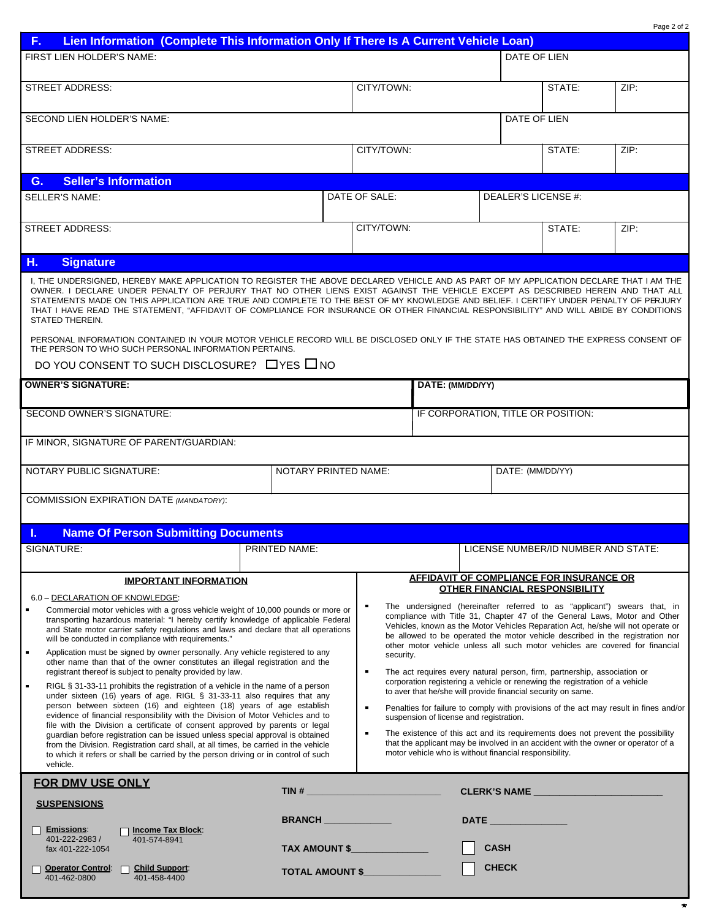## F. Lien Information (Complete This Information Only If There Is A Current Vehicle Loan)

| | | | | |
|---|---|---|---|---|
| FIRST LIEN HOLDER'S NAME: | | DATE OF LIEN | | |
| STREET ADDRESS: | CITY/TOWN: | | STATE: | ZIP: |
| SECOND LIEN HOLDER'S NAME: | | DATE OF LIEN | | |
| STREET ADDRESS: | CITY/TOWN: | | STATE: | ZIP: |

## G. Seller's Information

| | | | | |
|---|---|---|---|---|
| SELLER'S NAME: | DATE OF SALE: | DEALER'S LICENSE #: | | |
| STREET ADDRESS: | CITY/TOWN: | | STATE: | ZIP: |

## H. Signature

I, THE UNDERSIGNED, HEREBY MAKE APPLICATION TO REGISTER THE ABOVE DECLARED VEHICLE AND AS PART OF MY APPLICATION DECLARE THAT I AM THE OWNER. I DECLARE UNDER PENALTY OF PERJURY THAT NO OTHER LIENS EXIST AGAINST THE VEHICLE EXCEPT AS DESCRIBED HEREIN AND THAT ALL STATEMENTS MADE ON THIS APPLICATION ARE TRUE AND COMPLETE TO THE BEST OF MY KNOWLEDGE AND BELIEF. I CERTIFY UNDER PENALTY OF PERJURY THAT I HAVE READ THE STATEMENT, "AFFIDAVIT OF COMPLIANCE FOR INSURANCE OR OTHER FINANCIAL RESPONSIBILITY" AND WILL ABIDE BY CONDITIONS STATED THEREIN.

PERSONAL INFORMATION CONTAINED IN YOUR MOTOR VEHICLE RECORD WILL BE DISCLOSED ONLY IF THE STATE HAS OBTAINED THE EXPRESS CONSENT OF THE PERSON TO WHO SUCH PERSONAL INFORMATION PERTAINS.

DO YOU CONSENT TO SUCH DISCLOSURE? ☐ YES ☐ NO

| | | |
|---|---|---|
| **OWNER'S SIGNATURE:** | | **DATE: (MM/DD/YY)** |
| SECOND OWNER'S SIGNATURE: | | IF CORPORATION, TITLE OR POSITION: |
| IF MINOR, SIGNATURE OF PARENT/GUARDIAN: | | |
| NOTARY PUBLIC SIGNATURE: | NOTARY PRINTED NAME: | DATE: (MM/DD/YY) |
| COMMISSION EXPIRATION DATE *(MANDATORY)*: | | |

## I. Name Of Person Submitting Documents

| | | |
|---|---|---|
| SIGNATURE: | PRINTED NAME: | LICENSE NUMBER/ID NUMBER AND STATE: |

### IMPORTANT INFORMATION

6.0 – DECLARATION OF KNOWLEDGE:

- Commercial motor vehicles with a gross vehicle weight of 10,000 pounds or more or transporting hazardous material: "I hereby certify knowledge of applicable Federal and State motor carrier safety regulations and laws and declare that all operations will be conducted in compliance with requirements."
- Application must be signed by owner personally. Any vehicle registered to any other name than that of the owner constitutes an illegal registration and the registrant thereof is subject to penalty provided by law.
- RIGL § 31-33-11 prohibits the registration of a vehicle in the name of a person under sixteen (16) years of age. RIGL § 31-33-11 also requires that any person between sixteen (16) and eighteen (18) years of age establish evidence of financial responsibility with the Division of Motor Vehicles and to file with the Division a certificate of consent approved by parents or legal guardian before registration can be issued unless special approval is obtained from the Division. Registration card shall, at all times, be carried in the vehicle to which it refers or shall be carried by the person driving or in control of such vehicle.

### AFFIDAVIT OF COMPLIANCE FOR INSURANCE OR OTHER FINANCIAL RESPONSIBILITY

- The undersigned (hereinafter referred to as "applicant") swears that, in compliance with Title 31, Chapter 47 of the General Laws, Motor and Other Vehicles, known as the Motor Vehicles Reparation Act, he/she will not operate or be allowed to be operated the motor vehicle described in the registration nor other motor vehicle unless all such motor vehicles are covered for financial security.
- The act requires every natural person, firm, partnership, association or corporation registering a vehicle or renewing the registration of a vehicle to aver that he/she will provide financial security on same.
- Penalties for failure to comply with provisions of the act may result in fines and/or suspension of license and registration.
- The existence of this act and its requirements does not prevent the possibility that the applicant may be involved in an accident with the owner or operator of a motor vehicle who is without financial responsibility.

### FOR DMV USE ONLY

**SUSPENSIONS**

☐ **Emissions**: 401-222-2983 / fax 401-222-1054
☐ **Income Tax Block**: 401-574-8941
☐ **Operator Control**: 401-462-0800
☐ **Child Support**: 401-458-4400

**TIN #** ____________________ **CLERK'S NAME** ____________________

**BRANCH** ____________ **DATE** ______________

**TAX AMOUNT $**______________ ☐ **CASH**

**TOTAL AMOUNT $**______________ ☐ **CHECK**

*